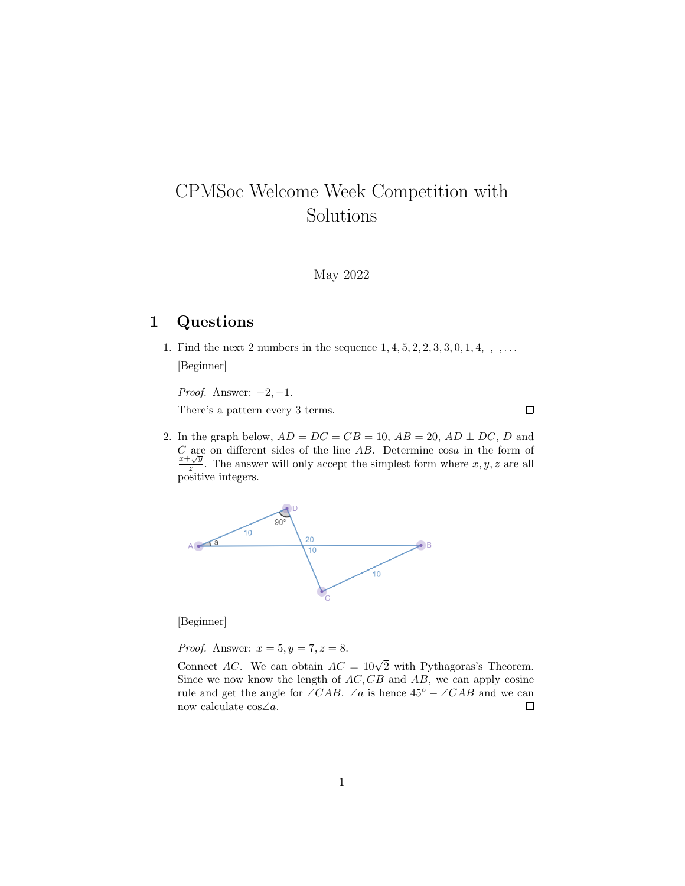# CPMSoc Welcome Week Competition with Solutions

May 2022

## 1 Questions

1. Find the next 2 numbers in the sequence $1, 4, 5, 2, 2, 3, 3, 0, 1, 4, \_, \_, \ldots$

   [Beginner]

   *Proof.* Answer: $-2, -1$.

   There's a pattern every 3 terms. □

2. In the graph below, $AD = DC = CB = 10$, $AB = 20$, $AD \perp DC$, $D$ and $C$ are on different sides of the line $AB$. Determine $\cos a$ in the form of $\frac{x+\sqrt{y}}{z}$. The answer will only accept the simplest form where $x, y, z$ are all positive integers.

   [Beginner]

   *Proof.* Answer: $x = 5, y = 7, z = 8$.

   Connect $AC$. We can obtain $AC = 10\sqrt{2}$ with Pythagoras's Theorem. Since we now know the length of $AC, CB$ and $AB$, we can apply cosine rule and get the angle for $\angle CAB$. $\angle a$ is hence $45° - \angle CAB$ and we can now calculate $\cos\angle a$. □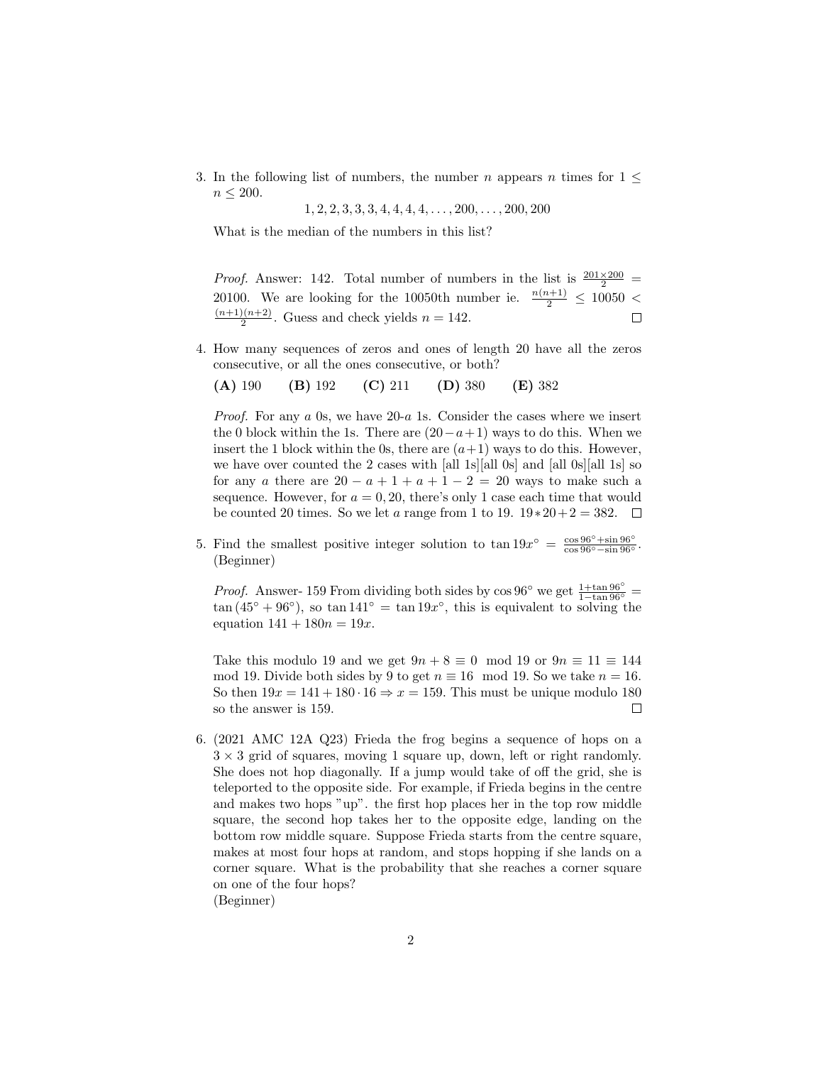3. In the following list of numbers, the number $n$ appears $n$ times for $1 \leq n \leq 200$.

$$1, 2, 2, 3, 3, 3, 4, 4, 4, 4, \ldots, 200, \ldots, 200, 200$$

What is the median of the numbers in this list?

*Proof.* Answer: 142. Total number of numbers in the list is $\frac{201 \times 200}{2} = 20100$. We are looking for the 10050th number ie. $\frac{n(n+1)}{2} \leq 10050 < \frac{(n+1)(n+2)}{2}$. Guess and check yields $n = 142$. □

4. How many sequences of zeros and ones of length 20 have all the zeros consecutive, or all the ones consecutive, or both?

**(A)** 190 **(B)** 192 **(C)** 211 **(D)** 380 **(E)** 382

*Proof.* For any $a$ 0s, we have 20-$a$ 1s. Consider the cases where we insert the 0 block within the 1s. There are $(20 - a + 1)$ ways to do this. When we insert the 1 block within the 0s, there are $(a + 1)$ ways to do this. However, we have over counted the 2 cases with [all 1s][all 0s] and [all 0s][all 1s] so for any $a$ there are $20 - a + 1 + a + 1 - 2 = 20$ ways to make such a sequence. However, for $a = 0, 20$, there's only 1 case each time that would be counted 20 times. So we let $a$ range from 1 to 19. $19 * 20 + 2 = 382$. □

5. Find the smallest positive integer solution to $\tan 19x^\circ = \frac{\cos 96^\circ + \sin 96^\circ}{\cos 96^\circ - \sin 96^\circ}$. (Beginner)

*Proof.* Answer- 159 From dividing both sides by $\cos 96^\circ$ we get $\frac{1 + \tan 96^\circ}{1 - \tan 96^\circ} = \tan(45^\circ + 96^\circ)$, so $\tan 141^\circ = \tan 19x^\circ$, this is equivalent to solving the equation $141 + 180n = 19x$.

Take this modulo 19 and we get $9n + 8 \equiv 0 \mod 19$ or $9n \equiv 11 \equiv 144 \mod 19$. Divide both sides by 9 to get $n \equiv 16 \mod 19$. So we take $n = 16$. So then $19x = 141 + 180 \cdot 16 \Rightarrow x = 159$. This must be unique modulo 180 so the answer is 159. □

6. (2021 AMC 12A Q23) Frieda the frog begins a sequence of hops on a $3 \times 3$ grid of squares, moving 1 square up, down, left or right randomly. She does not hop diagonally. If a jump would take of off the grid, she is teleported to the opposite side. For example, if Frieda begins in the centre and makes two hops "up". the first hop places her in the top row middle square, the second hop takes her to the opposite edge, landing on the bottom row middle square. Suppose Frieda starts from the centre square, makes at most four hops at random, and stops hopping if she lands on a corner square. What is the probability that she reaches a corner square on one of the four hops?
(Beginner)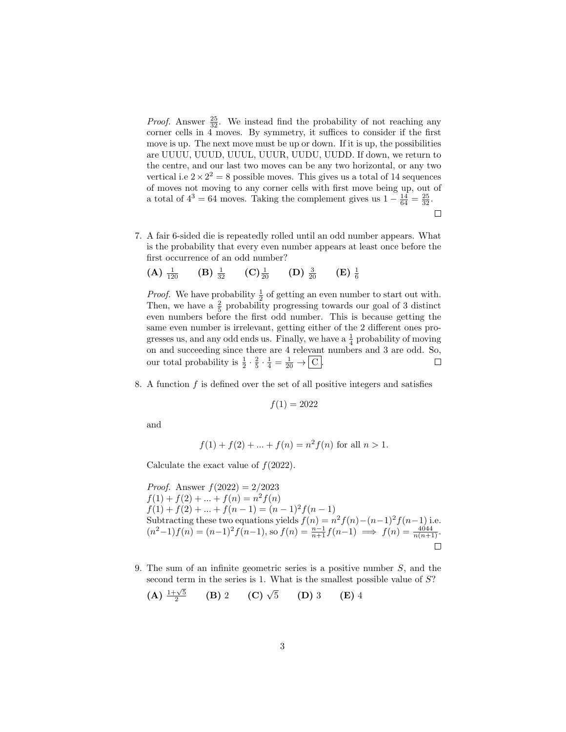*Proof.* Answer $\frac{25}{32}$. We instead find the probability of not reaching any corner cells in 4 moves. By symmetry, it suffices to consider if the first move is up. The next move must be up or down. If it is up, the possibilities are UUUU, UUUD, UUUL, UUUR, UUDU, UUDD. If down, we return to the centre, and our last two moves can be any two horizontal, or any two vertical i.e $2 \times 2^2 = 8$ possible moves. This gives us a total of 14 sequences of moves not moving to any corner cells with first move being up, out of a total of $4^3 = 64$ moves. Taking the complement gives us $1 - \frac{14}{64} = \frac{25}{32}$. □

7. A fair 6-sided die is repeatedly rolled until an odd number appears. What is the probability that every even number appears at least once before the first occurrence of an odd number?

   **(A)** $\frac{1}{120}$ **(B)** $\frac{1}{32}$ **(C)** $\frac{1}{20}$ **(D)** $\frac{3}{20}$ **(E)** $\frac{1}{6}$

   *Proof.* We have probability $\frac{1}{2}$ of getting an even number to start out with. Then, we have a $\frac{2}{5}$ probability progressing towards our goal of 3 distinct even numbers before the first odd number. This is because getting the same even number is irrelevant, getting either of the 2 different ones progresses us, and any odd ends us. Finally, we have a $\frac{1}{4}$ probability of moving on and succeeding since there are 4 relevant numbers and 3 are odd. So, our total probability is $\frac{1}{2} \cdot \frac{2}{5} \cdot \frac{1}{4} = \frac{1}{20} \to \boxed{\text{C}}$. □

8. A function $f$ is defined over the set of all positive integers and satisfies

   $$f(1) = 2022$$

   and

   $$f(1) + f(2) + ... + f(n) = n^2 f(n) \text{ for all } n > 1.$$

   Calculate the exact value of $f(2022)$.

   *Proof.* Answer $f(2022) = 2/2023$
   $f(1) + f(2) + ... + f(n) = n^2 f(n)$
   $f(1) + f(2) + ... + f(n-1) = (n-1)^2 f(n-1)$
   Subtracting these two equations yields $f(n) = n^2 f(n) - (n-1)^2 f(n-1)$ i.e. $(n^2 - 1) f(n) = (n-1)^2 f(n-1)$, so $f(n) = \frac{n-1}{n+1} f(n-1) \implies f(n) = \frac{4044}{n(n+1)}$. □

9. The sum of an infinite geometric series is a positive number $S$, and the second term in the series is 1. What is the smallest possible value of $S$?

   **(A)** $\frac{1+\sqrt{5}}{2}$ **(B)** 2 **(C)** $\sqrt{5}$ **(D)** 3 **(E)** 4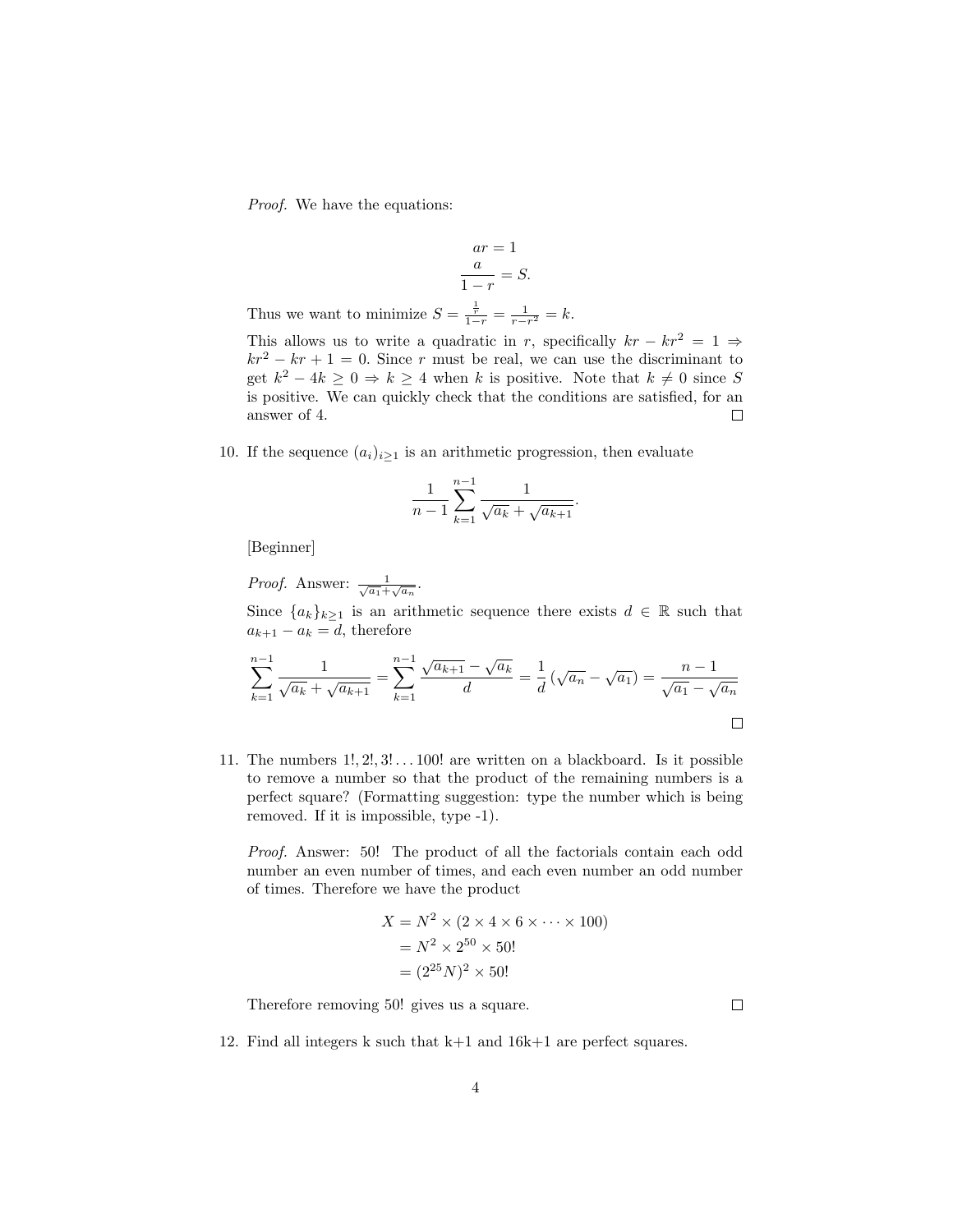*Proof.* We have the equations:

$$ar = 1$$
$$\frac{a}{1-r} = S.$$

Thus we want to minimize $S = \frac{\frac{1}{r}}{1-r} = \frac{1}{r-r^2} = k$.

This allows us to write a quadratic in $r$, specifically $kr - kr^2 = 1 \Rightarrow kr^2 - kr + 1 = 0$. Since $r$ must be real, we can use the discriminant to get $k^2 - 4k \geq 0 \Rightarrow k \geq 4$ when $k$ is positive. Note that $k \neq 0$ since $S$ is positive. We can quickly check that the conditions are satisfied, for an answer of 4. □

10. If the sequence $(a_i)_{i \geq 1}$ is an arithmetic progression, then evaluate

$$\frac{1}{n-1} \sum_{k=1}^{n-1} \frac{1}{\sqrt{a_k} + \sqrt{a_{k+1}}}.$$

[Beginner]

*Proof.* Answer: $\frac{1}{\sqrt{a_1} + \sqrt{a_n}}$.

Since $\{a_k\}_{k \geq 1}$ is an arithmetic sequence there exists $d \in \mathbb{R}$ such that $a_{k+1} - a_k = d$, therefore

$$\sum_{k=1}^{n-1} \frac{1}{\sqrt{a_k} + \sqrt{a_{k+1}}} = \sum_{k=1}^{n-1} \frac{\sqrt{a_{k+1}} - \sqrt{a_k}}{d} = \frac{1}{d}\left(\sqrt{a_n} - \sqrt{a_1}\right) = \frac{n-1}{\sqrt{a_1} - \sqrt{a_n}}$$

□

11. The numbers $1!, 2!, 3! \dots 100!$ are written on a blackboard. Is it possible to remove a number so that the product of the remaining numbers is a perfect square? (Formatting suggestion: type the number which is being removed. If it is impossible, type -1).

*Proof.* Answer: 50! The product of all the factorials contain each odd number an even number of times, and each even number an odd number of times. Therefore we have the product

$$\begin{aligned} X &= N^2 \times (2 \times 4 \times 6 \times \cdots \times 100) \\ &= N^2 \times 2^{50} \times 50! \\ &= (2^{25}N)^2 \times 50! \end{aligned}$$

Therefore removing 50! gives us a square. □

12. Find all integers k such that k+1 and 16k+1 are perfect squares.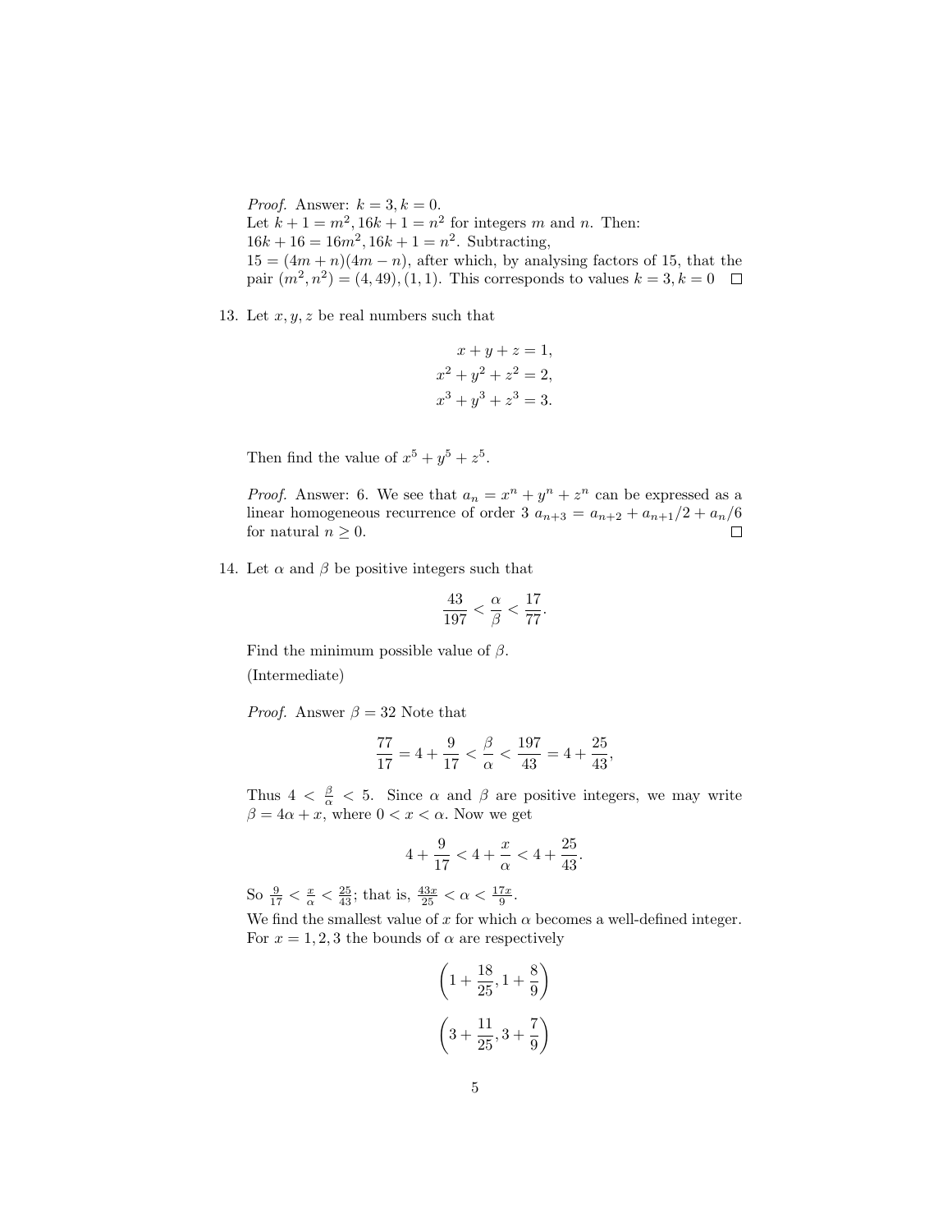*Proof.* Answer: $k = 3, k = 0$.
Let $k + 1 = m^2, 16k + 1 = n^2$ for integers $m$ and $n$. Then:
$16k + 16 = 16m^2, 16k + 1 = n^2$. Subtracting,
$15 = (4m + n)(4m - n)$, after which, by analysing factors of 15, that the pair $(m^2, n^2) = (4, 49), (1, 1)$. This corresponds to values $k = 3, k = 0$ □

13. Let $x, y, z$ be real numbers such that

$$x + y + z = 1,$$
$$x^2 + y^2 + z^2 = 2,$$
$$x^3 + y^3 + z^3 = 3.$$

Then find the value of $x^5 + y^5 + z^5$.

*Proof.* Answer: 6. We see that $a_n = x^n + y^n + z^n$ can be expressed as a linear homogeneous recurrence of order 3 $a_{n+3} = a_{n+2} + a_{n+1}/2 + a_n/6$ for natural $n \geq 0$. □

14. Let $\alpha$ and $\beta$ be positive integers such that

$$\frac{43}{197} < \frac{\alpha}{\beta} < \frac{17}{77}.$$

Find the minimum possible value of $\beta$.

(Intermediate)

*Proof.* Answer $\beta = 32$ Note that

$$\frac{77}{17} = 4 + \frac{9}{17} < \frac{\beta}{\alpha} < \frac{197}{43} = 4 + \frac{25}{43},$$

Thus $4 < \frac{\beta}{\alpha} < 5$. Since $\alpha$ and $\beta$ are positive integers, we may write $\beta = 4\alpha + x$, where $0 < x < \alpha$. Now we get

$$4 + \frac{9}{17} < 4 + \frac{x}{\alpha} < 4 + \frac{25}{43}.$$

So $\frac{9}{17} < \frac{x}{\alpha} < \frac{25}{43}$; that is, $\frac{43x}{25} < \alpha < \frac{17x}{9}$.
We find the smallest value of $x$ for which $\alpha$ becomes a well-defined integer. For $x = 1, 2, 3$ the bounds of $\alpha$ are respectively

$$\left(1 + \frac{18}{25}, 1 + \frac{8}{9}\right)$$

$$\left(3 + \frac{11}{25}, 3 + \frac{7}{9}\right)$$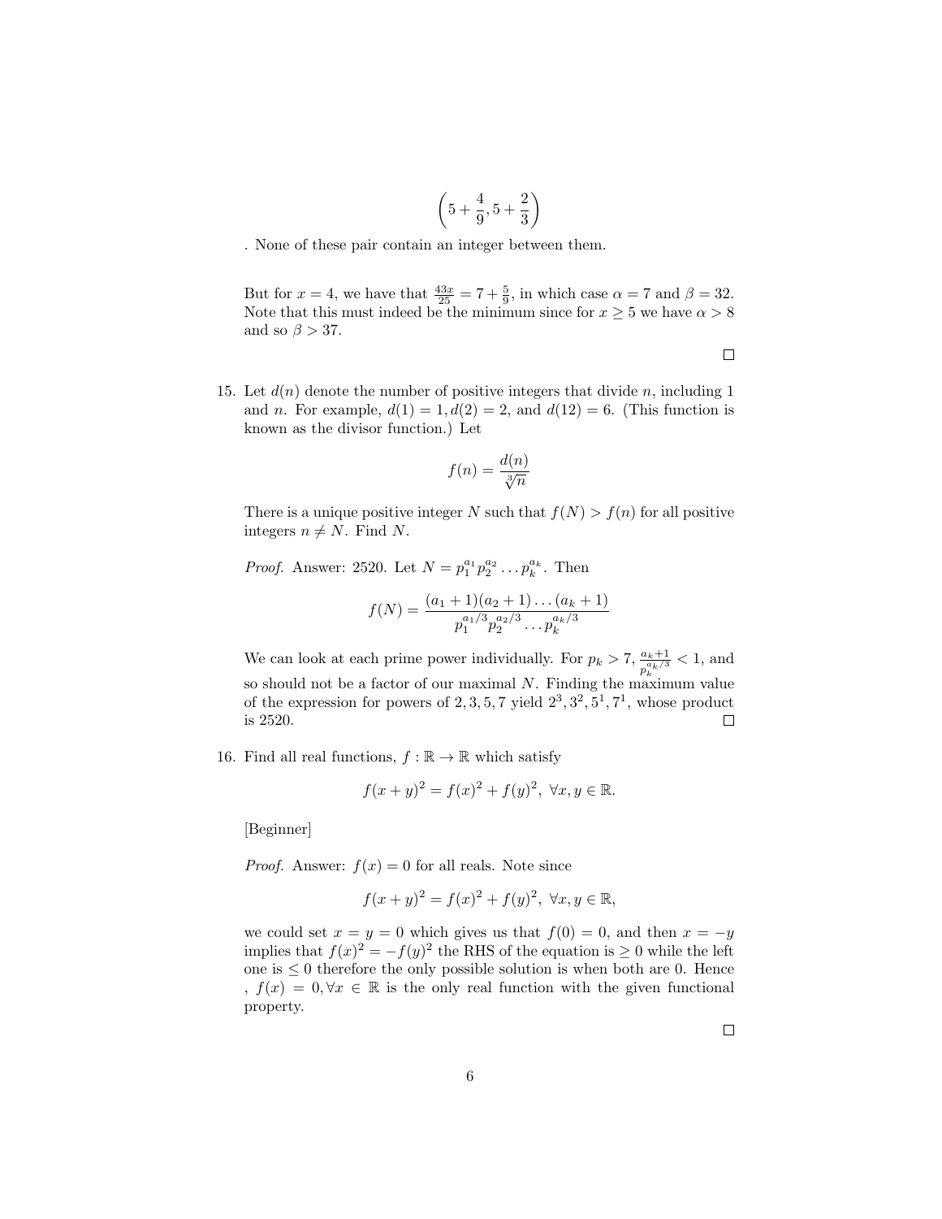$$\left(5 + \frac{4}{9}, 5 + \frac{2}{3}\right)$$

. None of these pair contain an integer between them.

But for $x = 4$, we have that $\frac{43x}{25} = 7 + \frac{5}{9}$, in which case $\alpha = 7$ and $\beta = 32$. Note that this must indeed be the minimum since for $x \geq 5$ we have $\alpha > 8$ and so $\beta > 37$.

□

15. Let $d(n)$ denote the number of positive integers that divide $n$, including 1 and $n$. For example, $d(1) = 1, d(2) = 2$, and $d(12) = 6$. (This function is known as the divisor function.) Let

$$f(n) = \frac{d(n)}{\sqrt[3]{n}}$$

There is a unique positive integer $N$ such that $f(N) > f(n)$ for all positive integers $n \neq N$. Find $N$.

*Proof.* Answer: 2520. Let $N = p_1^{a_1} p_2^{a_2} \dots p_k^{a_k}$. Then

$$f(N) = \frac{(a_1 + 1)(a_2 + 1) \dots (a_k + 1)}{p_1^{a_1/3} p_2^{a_2/3} \dots p_k^{a_k/3}}$$

We can look at each prime power individually. For $p_k > 7$, $\frac{a_k+1}{p_k^{a_k/3}} < 1$, and so should not be a factor of our maximal $N$. Finding the maximum value of the expression for powers of $2, 3, 5, 7$ yield $2^3, 3^2, 5^1, 7^1$, whose product is 2520. □

16. Find all real functions, $f : \mathbb{R} \to \mathbb{R}$ which satisfy

$$f(x + y)^2 = f(x)^2 + f(y)^2, \ \forall x, y \in \mathbb{R}.$$

[Beginner]

*Proof.* Answer: $f(x) = 0$ for all reals. Note since

$$f(x + y)^2 = f(x)^2 + f(y)^2, \ \forall x, y \in \mathbb{R},$$

we could set $x = y = 0$ which gives us that $f(0) = 0$, and then $x = -y$ implies that $f(x)^2 = -f(y)^2$ the RHS of the equation is $\geq 0$ while the left one is $\leq 0$ therefore the only possible solution is when both are 0. Hence , $f(x) = 0, \forall x \in \mathbb{R}$ is the only real function with the given functional property.

□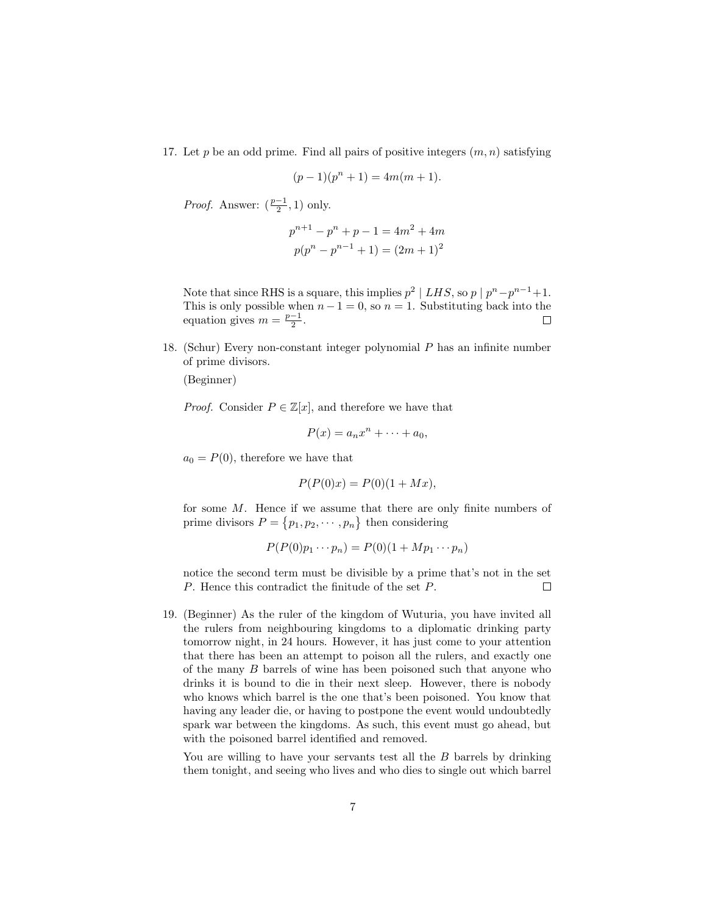17. Let $p$ be an odd prime. Find all pairs of positive integers $(m, n)$ satisfying

$$(p-1)(p^n+1) = 4m(m+1).$$

*Proof.* Answer: $(\frac{p-1}{2}, 1)$ only.

$$p^{n+1} - p^n + p - 1 = 4m^2 + 4m$$
$$p(p^n - p^{n-1} + 1) = (2m+1)^2$$

Note that since RHS is a square, this implies $p^2 \mid LHS$, so $p \mid p^n - p^{n-1} + 1$. This is only possible when $n - 1 = 0$, so $n = 1$. Substituting back into the equation gives $m = \frac{p-1}{2}$. □

18. (Schur) Every non-constant integer polynomial $P$ has an infinite number of prime divisors.

(Beginner)

*Proof.* Consider $P \in \mathbb{Z}[x]$, and therefore we have that

$$P(x) = a_n x^n + \cdots + a_0,$$

$a_0 = P(0)$, therefore we have that

$$P(P(0)x) = P(0)(1 + Mx),$$

for some $M$. Hence if we assume that there are only finite numbers of prime divisors $P = \{p_1, p_2, \cdots, p_n\}$ then considering

$$P(P(0)p_1 \cdots p_n) = P(0)(1 + Mp_1 \cdots p_n)$$

notice the second term must be divisible by a prime that's not in the set $P$. Hence this contradict the finitude of the set $P$. □

19. (Beginner) As the ruler of the kingdom of Wuturia, you have invited all the rulers from neighbouring kingdoms to a diplomatic drinking party tomorrow night, in 24 hours. However, it has just come to your attention that there has been an attempt to poison all the rulers, and exactly one of the many $B$ barrels of wine has been poisoned such that anyone who drinks it is bound to die in their next sleep. However, there is nobody who knows which barrel is the one that's been poisoned. You know that having any leader die, or having to postpone the event would undoubtedly spark war between the kingdoms. As such, this event must go ahead, but with the poisoned barrel identified and removed.

You are willing to have your servants test all the $B$ barrels by drinking them tonight, and seeing who lives and who dies to single out which barrel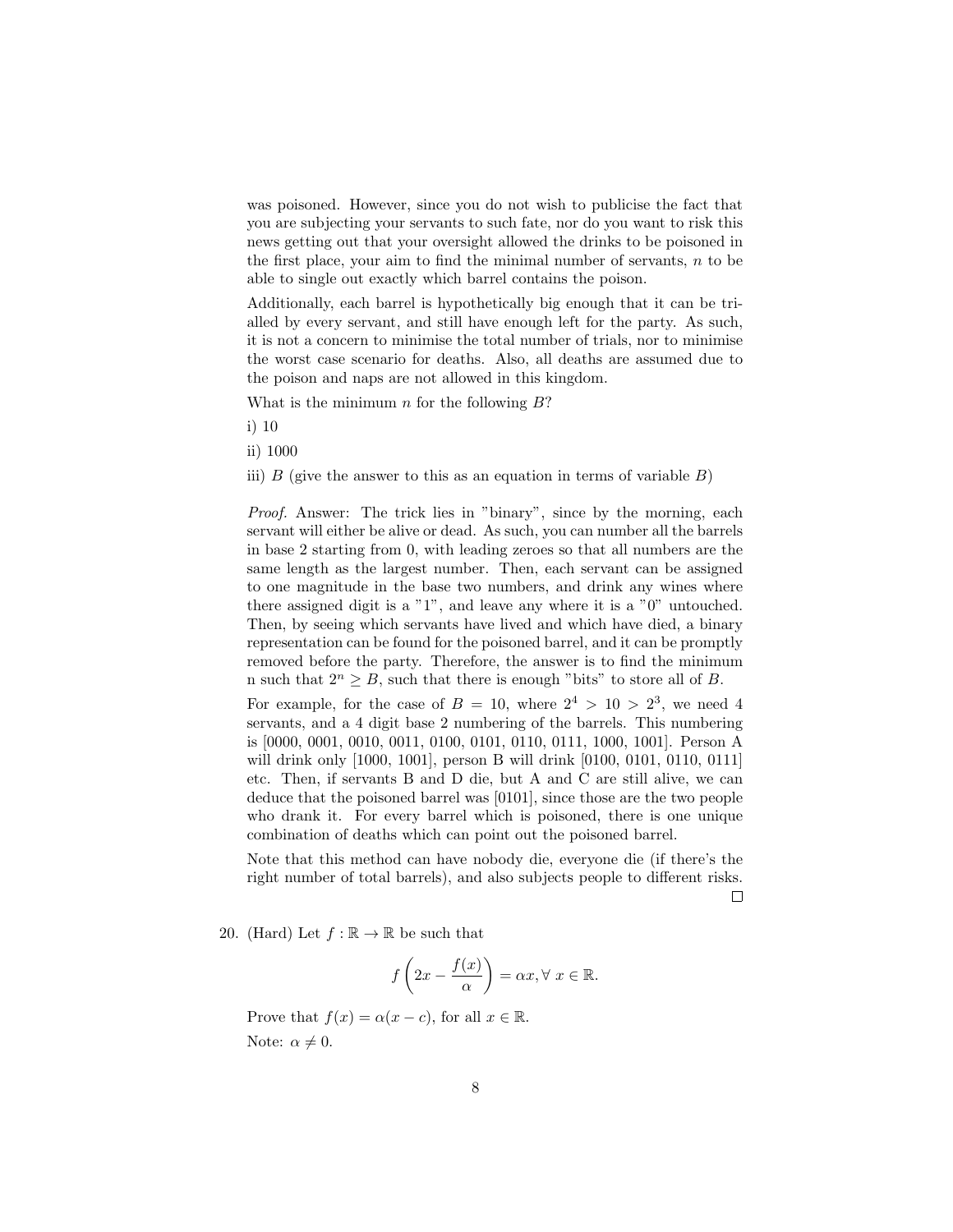was poisoned. However, since you do not wish to publicise the fact that you are subjecting your servants to such fate, nor do you want to risk this news getting out that your oversight allowed the drinks to be poisoned in the first place, your aim to find the minimal number of servants, $n$ to be able to single out exactly which barrel contains the poison.

Additionally, each barrel is hypothetically big enough that it can be trialled by every servant, and still have enough left for the party. As such, it is not a concern to minimise the total number of trials, nor to minimise the worst case scenario for deaths. Also, all deaths are assumed due to the poison and naps are not allowed in this kingdom.

What is the minimum $n$ for the following $B$?

i) 10

ii) 1000

iii) $B$ (give the answer to this as an equation in terms of variable $B$)

*Proof.* Answer: The trick lies in "binary", since by the morning, each servant will either be alive or dead. As such, you can number all the barrels in base 2 starting from 0, with leading zeroes so that all numbers are the same length as the largest number. Then, each servant can be assigned to one magnitude in the base two numbers, and drink any wines where there assigned digit is a "1", and leave any where it is a "0" untouched. Then, by seeing which servants have lived and which have died, a binary representation can be found for the poisoned barrel, and it can be promptly removed before the party. Therefore, the answer is to find the minimum n such that $2^n \geq B$, such that there is enough "bits" to store all of $B$.

For example, for the case of $B = 10$, where $2^4 > 10 > 2^3$, we need 4 servants, and a 4 digit base 2 numbering of the barrels. This numbering is [0000, 0001, 0010, 0011, 0100, 0101, 0110, 0111, 1000, 1001]. Person A will drink only [1000, 1001], person B will drink [0100, 0101, 0110, 0111] etc. Then, if servants B and D die, but A and C are still alive, we can deduce that the poisoned barrel was [0101], since those are the two people who drank it. For every barrel which is poisoned, there is one unique combination of deaths which can point out the poisoned barrel.

Note that this method can have nobody die, everyone die (if there's the right number of total barrels), and also subjects people to different risks. □

20. (Hard) Let $f : \mathbb{R} \to \mathbb{R}$ be such that

$$f\left(2x - \frac{f(x)}{\alpha}\right) = \alpha x, \forall\, x \in \mathbb{R}.$$

Prove that $f(x) = \alpha(x - c)$, for all $x \in \mathbb{R}$.

Note: $\alpha \neq 0$.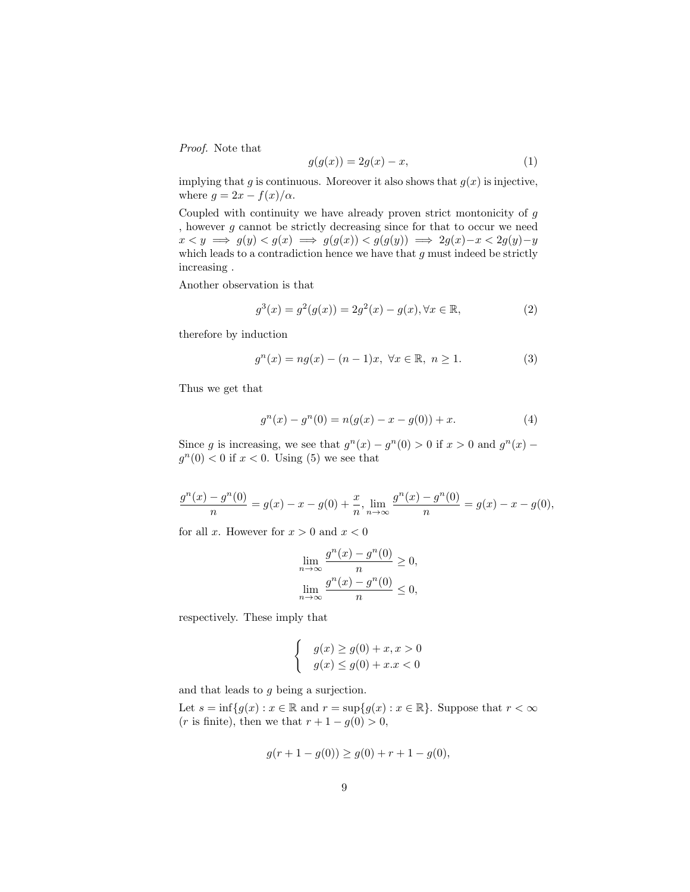*Proof.* Note that

$$g(g(x)) = 2g(x) - x, \tag{1}$$

implying that $g$ is continuous. Moreover it also shows that $g(x)$ is injective, where $g = 2x - f(x)/\alpha$.

Coupled with continuity we have already proven strict montonicity of $g$ , however $g$ cannot be strictly decreasing since for that to occur we need $x < y \implies g(y) < g(x) \implies g(g(x)) < g(g(y)) \implies 2g(x) - x < 2g(y) - y$ which leads to a contradiction hence we have that $g$ must indeed be strictly increasing .

Another observation is that

$$g^3(x) = g^2(g(x)) = 2g^2(x) - g(x), \forall x \in \mathbb{R}, \tag{2}$$

therefore by induction

$$g^n(x) = ng(x) - (n-1)x, \ \forall x \in \mathbb{R}, \ n \geq 1. \tag{3}$$

Thus we get that

$$g^n(x) - g^n(0) = n(g(x) - x - g(0)) + x. \tag{4}$$

Since $g$ is increasing, we see that $g^n(x) - g^n(0) > 0$ if $x > 0$ and $g^n(x) - g^n(0) < 0$ if $x < 0$. Using (5) we see that

$$\frac{g^n(x) - g^n(0)}{n} = g(x) - x - g(0) + \frac{x}{n}, \lim_{n \to \infty} \frac{g^n(x) - g^n(0)}{n} = g(x) - x - g(0),$$

for all $x$. However for $x > 0$ and $x < 0$

$$\lim_{n \to \infty} \frac{g^n(x) - g^n(0)}{n} \geq 0,$$
$$\lim_{n \to \infty} \frac{g^n(x) - g^n(0)}{n} \leq 0,$$

respectively. These imply that

$$\begin{cases} g(x) \geq g(0) + x, x > 0 \\ g(x) \leq g(0) + x.x < 0 \end{cases}$$

and that leads to $g$ being a surjection.

Let $s = \inf\{g(x) : x \in \mathbb{R}$ and $r = \sup\{g(x) : x \in \mathbb{R}\}$. Suppose that $r < \infty$ ($r$ is finite), then we that $r + 1 - g(0) > 0$,

$$g(r + 1 - g(0)) \geq g(0) + r + 1 - g(0),$$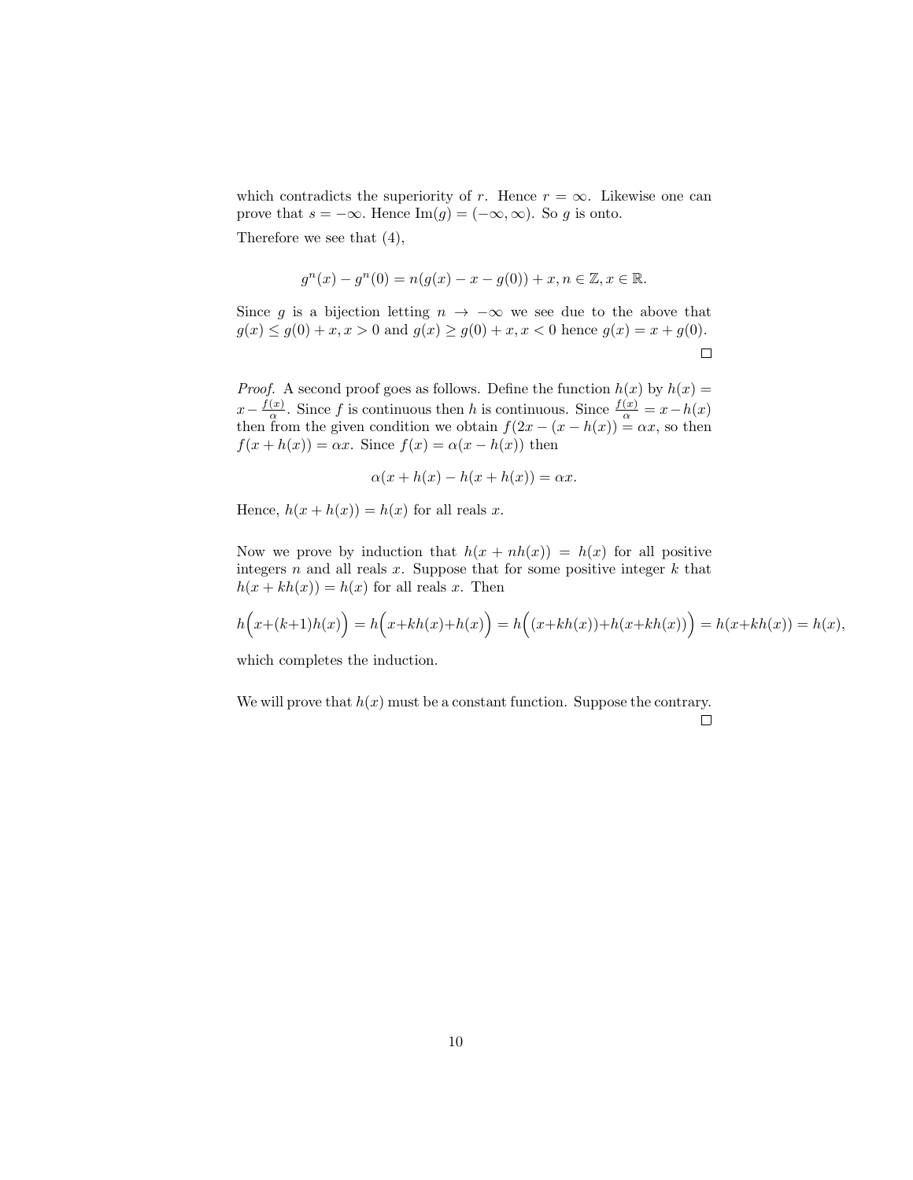which contradicts the superiority of $r$. Hence $r = \infty$. Likewise one can prove that $s = -\infty$. Hence $\text{Im}(g) = (-\infty, \infty)$. So $g$ is onto.

Therefore we see that (4),

$$g^n(x) - g^n(0) = n(g(x) - x - g(0)) + x, n \in \mathbb{Z}, x \in \mathbb{R}.$$

Since $g$ is a bijection letting $n \to -\infty$ we see due to the above that $g(x) \leq g(0) + x, x > 0$ and $g(x) \geq g(0) + x, x < 0$ hence $g(x) = x + g(0)$.

□

*Proof.* A second proof goes as follows. Define the function $h(x)$ by $h(x) = x - \frac{f(x)}{\alpha}$. Since $f$ is continuous then $h$ is continuous. Since $\frac{f(x)}{\alpha} = x - h(x)$ then from the given condition we obtain $f(2x - (x - h(x)) = \alpha x$, so then $f(x + h(x)) = \alpha x$. Since $f(x) = \alpha(x - h(x))$ then

$$\alpha(x + h(x) - h(x + h(x)) = \alpha x.$$

Hence, $h(x + h(x)) = h(x)$ for all reals $x$.

Now we prove by induction that $h(x + nh(x)) = h(x)$ for all positive integers $n$ and all reals $x$. Suppose that for some positive integer $k$ that $h(x + kh(x)) = h(x)$ for all reals $x$. Then

$$h\Big(x+(k+1)h(x)\Big) = h\Big(x+kh(x)+h(x)\Big) = h\Big((x+kh(x))+h(x+kh(x))\Big) = h(x+kh(x)) = h(x),$$

which completes the induction.

We will prove that $h(x)$ must be a constant function. Suppose the contrary.

□